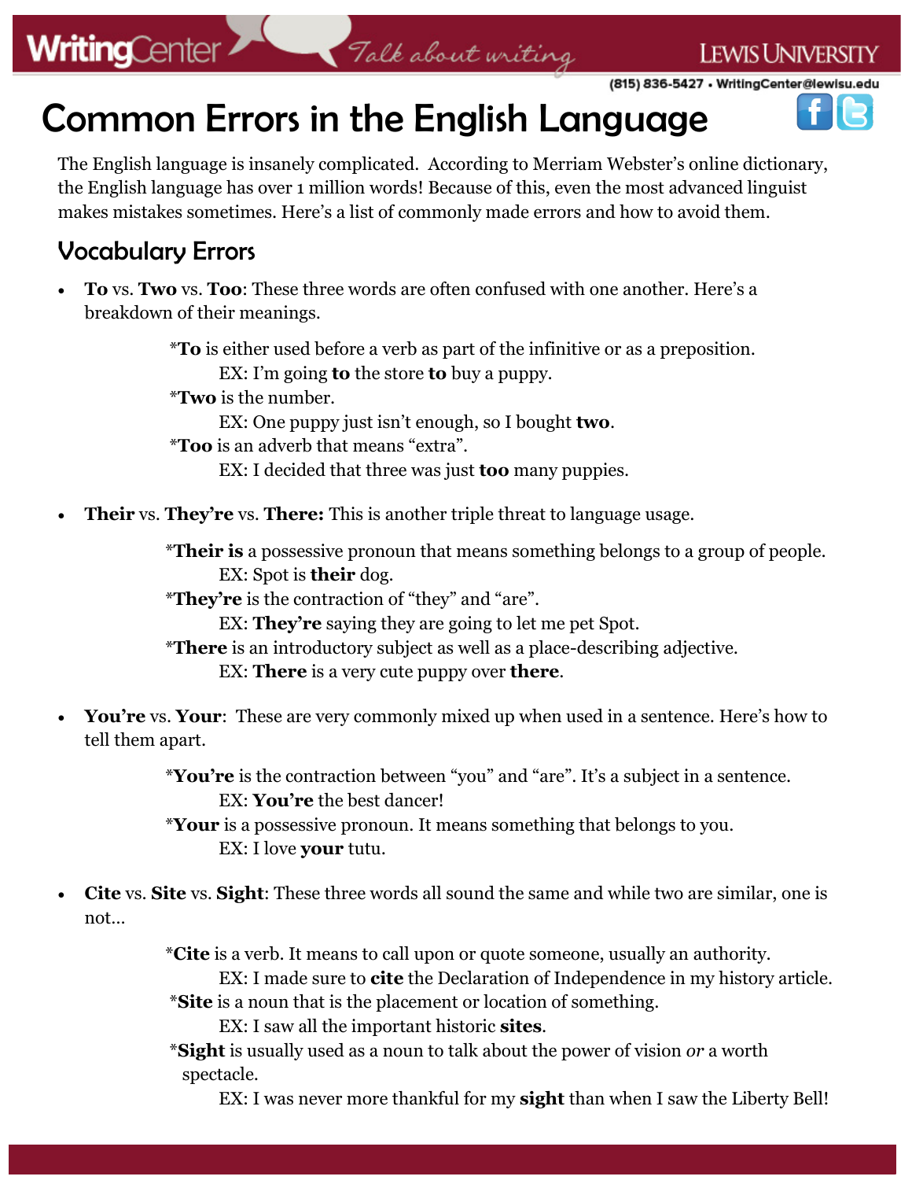# Common Errors in the English Language

The English language is insanely complicated. According to Merriam Webster's online dictionary, the English language has over 1 million words! Because of this, even the most advanced linguist makes mistakes sometimes. Here's a list of commonly made errors and how to avoid them.

## Vocabulary Errors

- **To** vs. **Two** vs. **Too**: These three words are often confused with one another. Here's a breakdown of their meanings.

  *​**To** is either used before a verb as part of the infinitive or as a preposition.
  EX: I'm going **to** the store **to** buy a puppy.
  *​**Two** is the number.
  EX: One puppy just isn't enough, so I bought **two**.
  *​**Too** is an adverb that means "extra".
  EX: I decided that three was just **too** many puppies.

- **Their** vs. **They're** vs. **There:** This is another triple threat to language usage.

  *​**Their is** a possessive pronoun that means something belongs to a group of people.
  EX: Spot is **their** dog.
  *​**They're** is the contraction of "they" and "are".
  EX: **They're** saying they are going to let me pet Spot.
  *​**There** is an introductory subject as well as a place-describing adjective.
  EX: **There** is a very cute puppy over **there**.

- **You're** vs. **Your**: These are very commonly mixed up when used in a sentence. Here's how to tell them apart.

  *​**You're** is the contraction between "you" and "are". It's a subject in a sentence.
  EX: **You're** the best dancer!
  *​**Your** is a possessive pronoun. It means something that belongs to you.
  EX: I love **your** tutu.

- **Cite** vs. **Site** vs. **Sight**: These three words all sound the same and while two are similar, one is not…

  *​**Cite** is a verb. It means to call upon or quote someone, usually an authority.
  EX: I made sure to **cite** the Declaration of Independence in my history article.
  *​**Site** is a noun that is the placement or location of something.
  EX: I saw all the important historic **sites**.
  *​**Sight** is usually used as a noun to talk about the power of vision *or* a worth spectacle.
  EX: I was never more thankful for my **sight** than when I saw the Liberty Bell!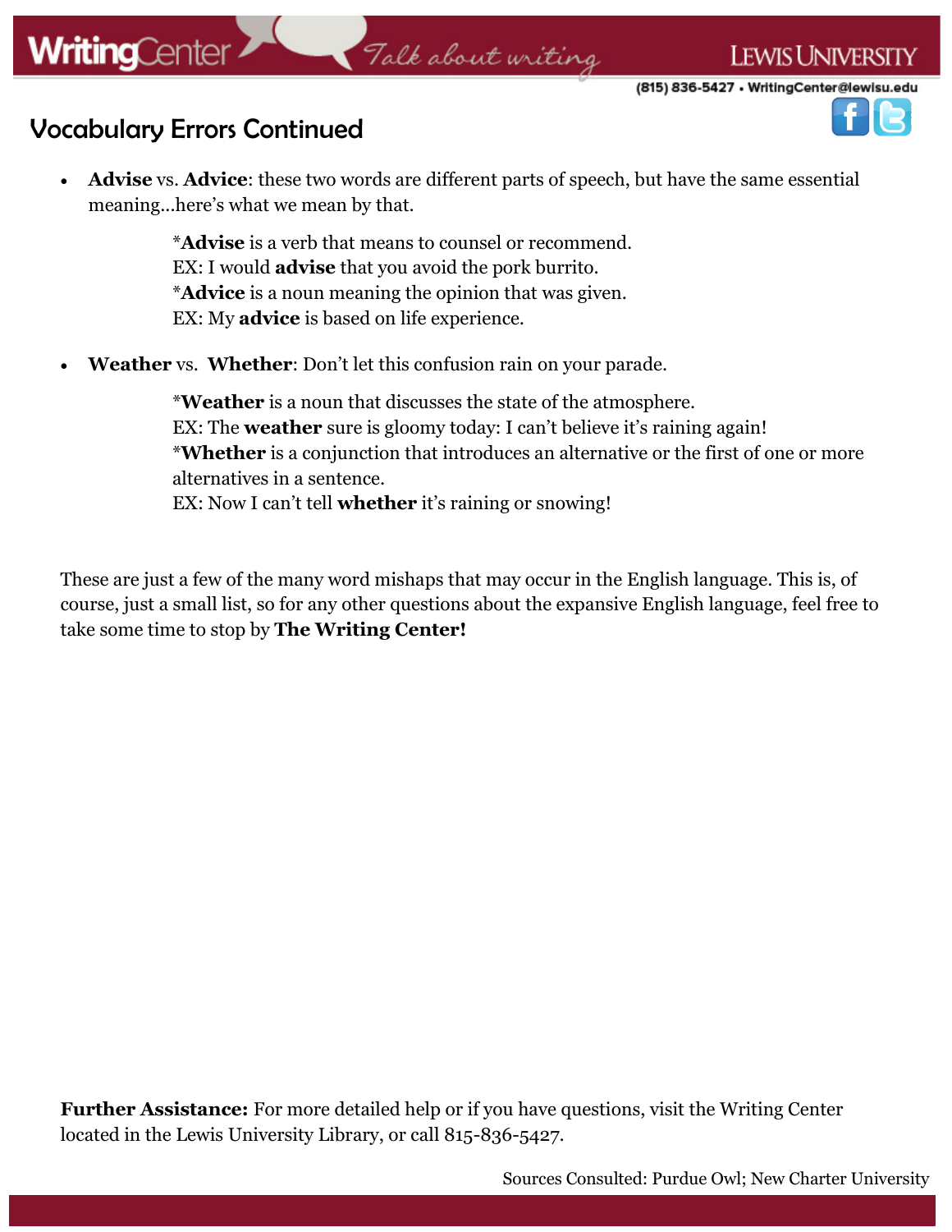## Vocabulary Errors Continued

- **Advise** vs. **Advice**: these two words are different parts of speech, but have the same essential meaning…here's what we mean by that.

  *__Advise__ is a verb that means to counsel or recommend.
  EX: I would **advise** that you avoid the pork burrito.
  *__Advice__ is a noun meaning the opinion that was given.
  EX: My **advice** is based on life experience.

- **Weather** vs. **Whether**: Don't let this confusion rain on your parade.

  *__Weather__ is a noun that discusses the state of the atmosphere.
  EX: The **weather** sure is gloomy today: I can't believe it's raining again!
  *__Whether__ is a conjunction that introduces an alternative or the first of one or more alternatives in a sentence.
  EX: Now I can't tell **whether** it's raining or snowing!

These are just a few of the many word mishaps that may occur in the English language. This is, of course, just a small list, so for any other questions about the expansive English language, feel free to take some time to stop by **The Writing Center!**

**Further Assistance:** For more detailed help or if you have questions, visit the Writing Center located in the Lewis University Library, or call 815-836-5427.

Sources Consulted: Purdue Owl; New Charter University